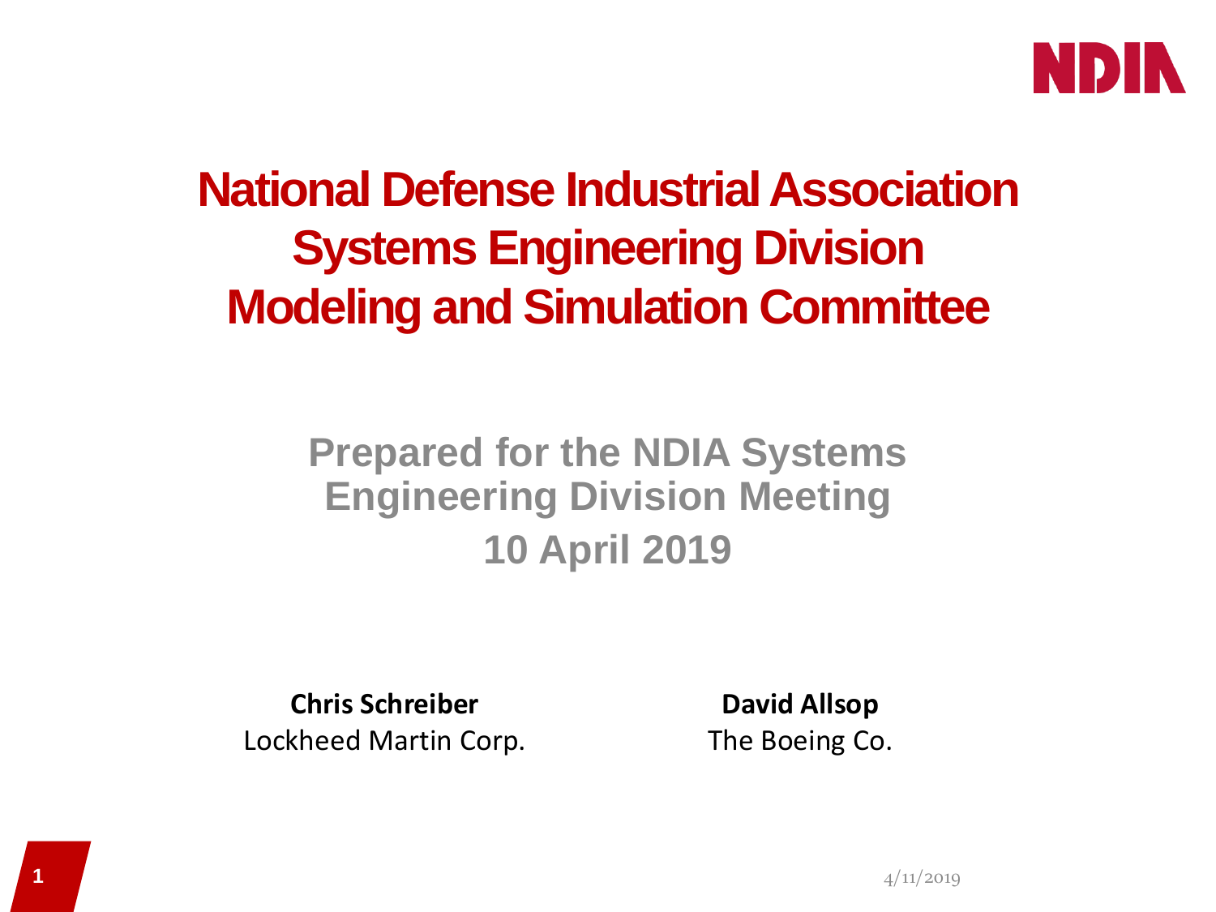# National Defense Industrial Association
# Systems Engineering Division
# Modeling and Simulation Committee

## Prepared for the NDIA Systems Engineering Division Meeting
## 10 April 2019

**Chris Schreiber**
Lockheed Martin Corp.

**David Allsop**
The Boeing Co.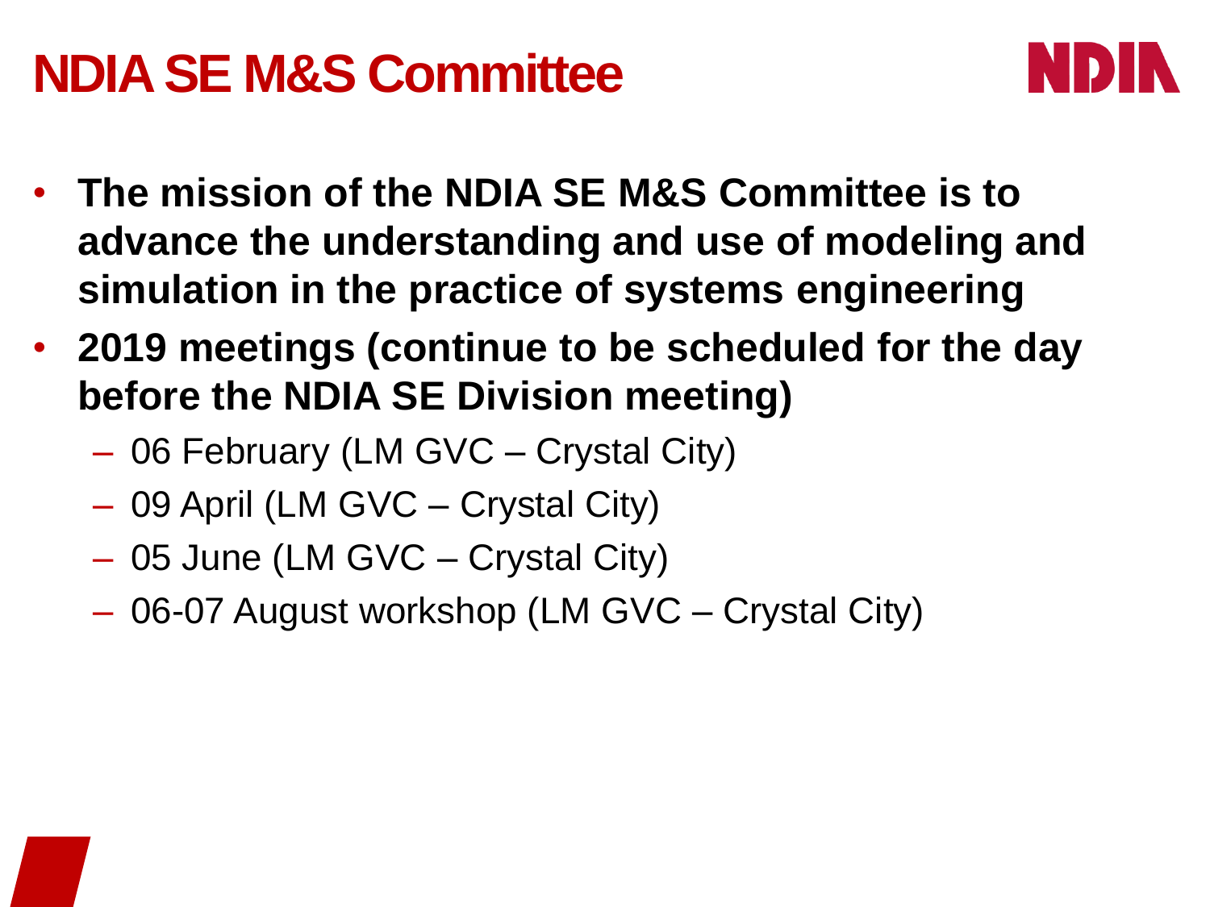# NDIA SE M&S Committee

- **The mission of the NDIA SE M&S Committee is to advance the understanding and use of modeling and simulation in the practice of systems engineering**
- **2019 meetings (continue to be scheduled for the day before the NDIA SE Division meeting)**
  - 06 February (LM GVC – Crystal City)
  - 09 April (LM GVC – Crystal City)
  - 05 June (LM GVC – Crystal City)
  - 06-07 August workshop (LM GVC – Crystal City)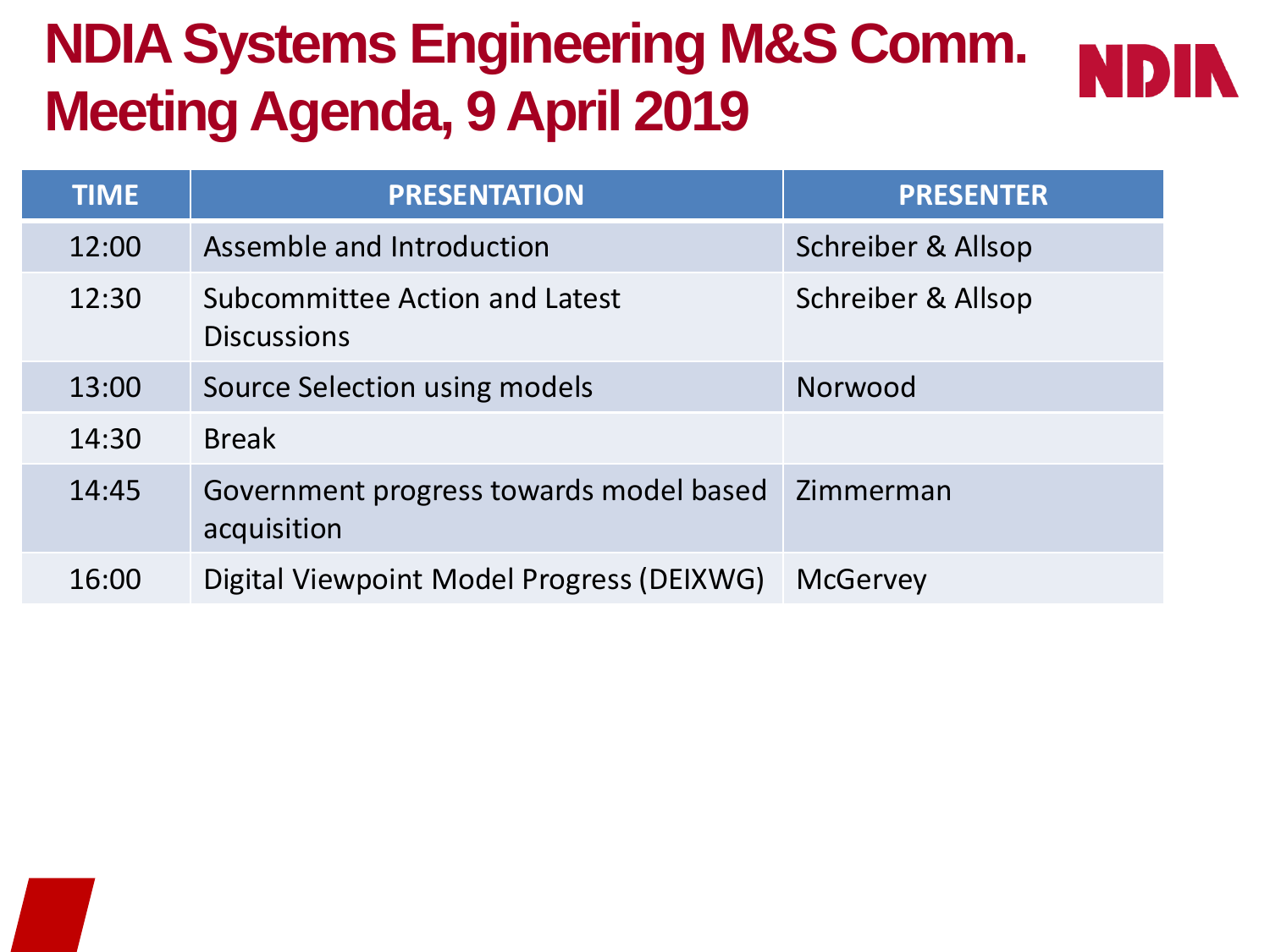# NDIA Systems Engineering M&S Comm. Meeting Agenda, 9 April 2019

| TIME | PRESENTATION | PRESENTER |
| --- | --- | --- |
| 12:00 | Assemble and Introduction | Schreiber & Allsop |
| 12:30 | Subcommittee Action and Latest Discussions | Schreiber & Allsop |
| 13:00 | Source Selection using models | Norwood |
| 14:30 | Break | |
| 14:45 | Government progress towards model based acquisition | Zimmerman |
| 16:00 | Digital Viewpoint Model Progress (DEIXWG) | McGervey |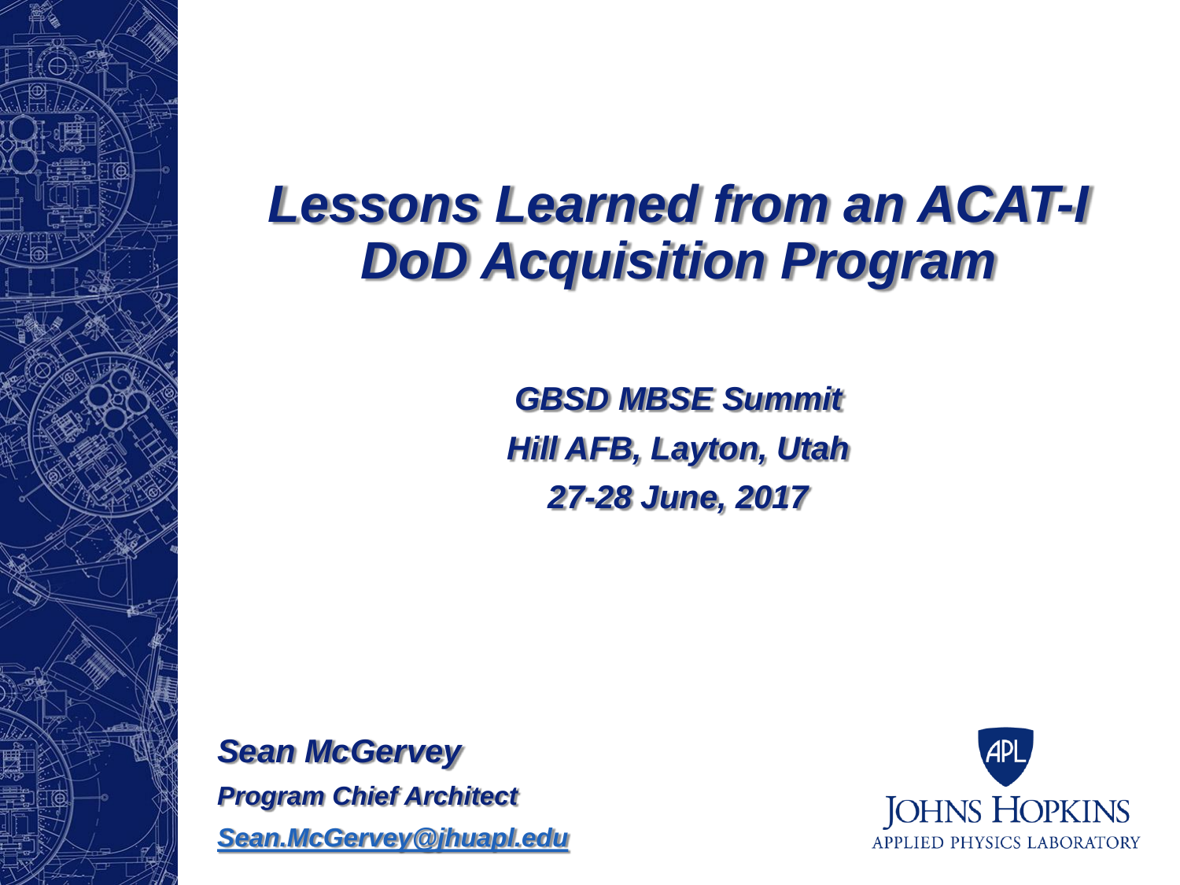# *Lessons Learned from an ACAT-I DoD Acquisition Program*

***GBSD MBSE Summit***

***Hill AFB, Layton, Utah***

***27-28 June, 2017***

***Sean McGervey***

***Program Chief Architect***

***Sean.McGervey@jhuapl.edu***

APL

JOHNS HOPKINS

APPLIED PHYSICS LABORATORY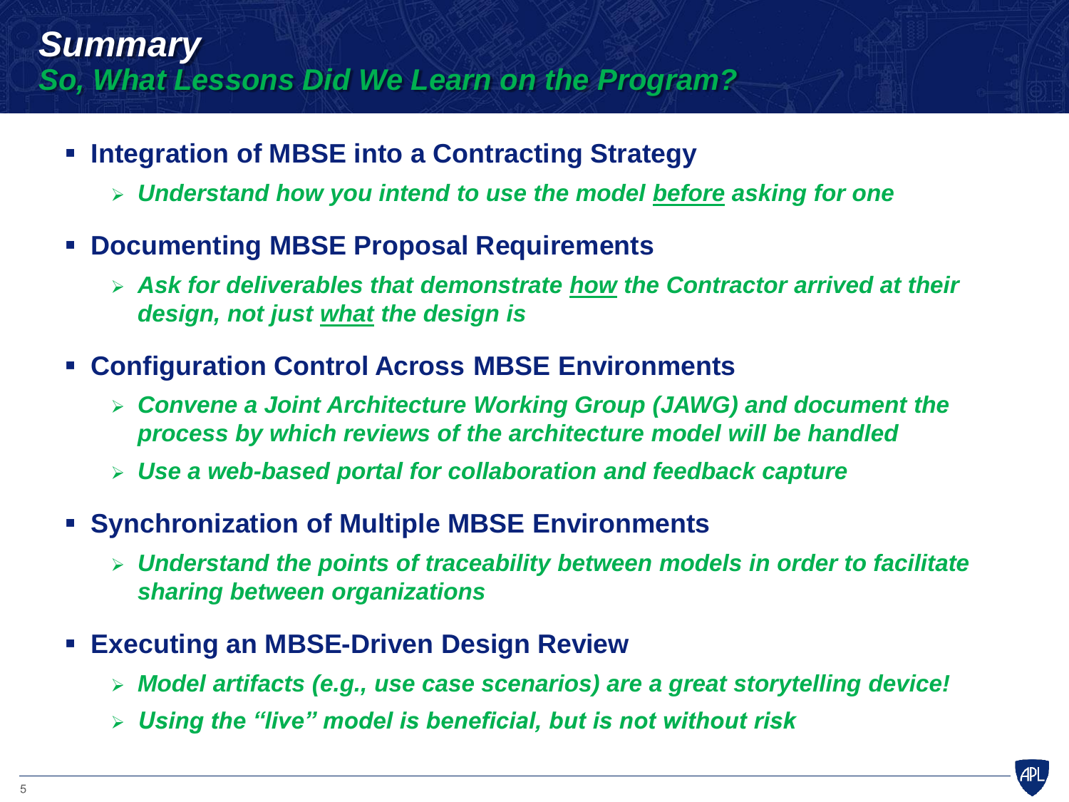# Summary

## So, What Lessons Did We Learn on the Program?

- **Integration of MBSE into a Contracting Strategy**
  - ***Understand how you intend to use the model before asking for one***
- **Documenting MBSE Proposal Requirements**
  - ***Ask for deliverables that demonstrate how the Contractor arrived at their design, not just what the design is***
- **Configuration Control Across MBSE Environments**
  - ***Convene a Joint Architecture Working Group (JAWG) and document the process by which reviews of the architecture model will be handled***
  - ***Use a web-based portal for collaboration and feedback capture***
- **Synchronization of Multiple MBSE Environments**
  - ***Understand the points of traceability between models in order to facilitate sharing between organizations***
- **Executing an MBSE-Driven Design Review**
  - ***Model artifacts (e.g., use case scenarios) are a great storytelling device!***
  - ***Using the "live" model is beneficial, but is not without risk***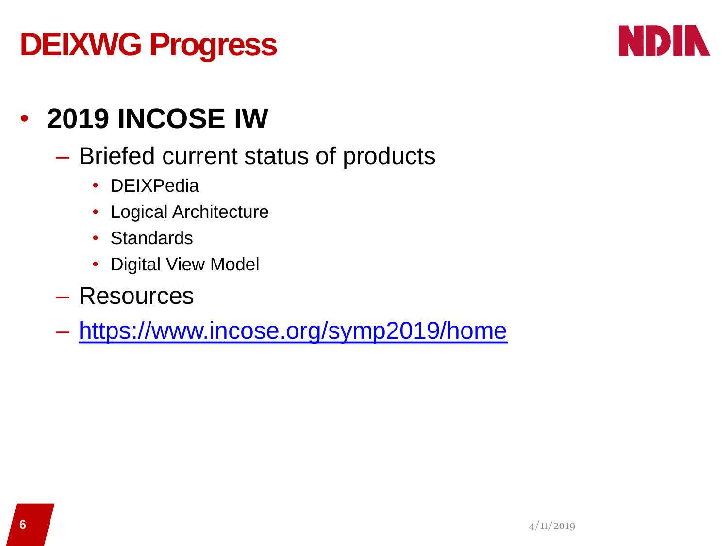# DEIXWG Progress

- **2019 INCOSE IW**
  - Briefed current status of products
    - DEIXPedia
    - Logical Architecture
    - Standards
    - Digital View Model
  - Resources
  - https://www.incose.org/symp2019/home